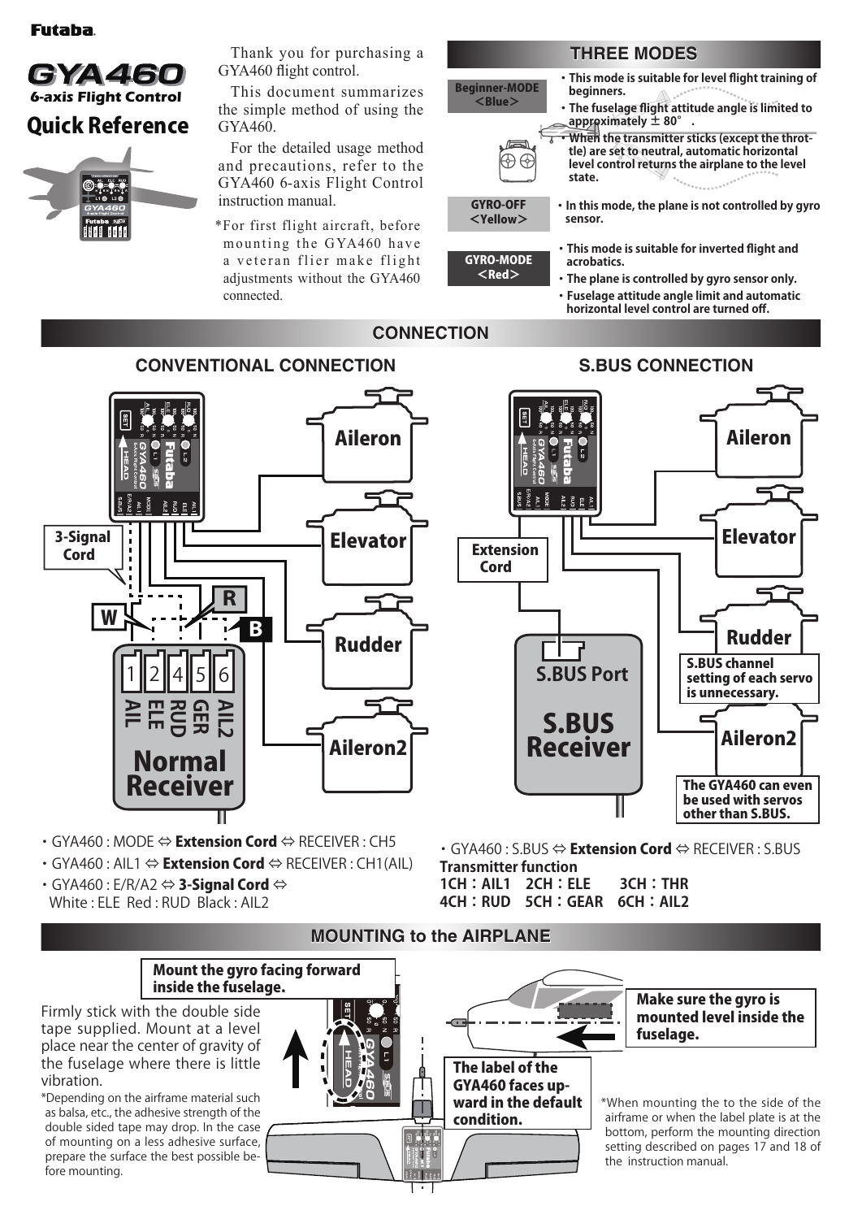Futaba

# GYA460

*6-axis Flight Control*

## Quick Reference

Thank you for purchasing a GYA460 flight control.

This document summarizes the simple method of using the GYA460.

For the detailed usage method and precautions, refer to the GYA460 6-axis Flight Control instruction manual.

*For first flight aircraft, before mounting the GYA460 have a veteran flier make flight adjustments without the GYA460 connected.

## THREE MODES

**Beginner-MODE <Blue>**

- **This mode is suitable for level flight training of beginners.**
- **The fuselage flight attitude angle is limited to approximately ± 80°.**
- **When the transmitter sticks (except the throttle) are set to neutral, automatic horizontal level control returns the airplane to the level state.**

**GYRO-OFF <Yellow>**

- **In this mode, the plane is not controlled by gyro sensor.**

**GYRO-MODE <Red>**

- **This mode is suitable for inverted flight and acrobatics.**
- **The plane is controlled by gyro sensor only.**
- **Fuselage attitude angle limit and automatic horizontal level control are turned off.**

## CONNECTION

### CONVENTIONAL CONNECTION

3-Signal Cord

W R B

Aileron

Elevator

Rudder

Aileron2

1 AIL 2 ELE 4 RUD 5 GER 6 AIL2

Normal Receiver

- GYA460 : MODE ⇔ **Extension Cord** ⇔ RECEIVER : CH5
- GYA460 : AIL1 ⇔ **Extension Cord** ⇔ RECEIVER : CH1(AIL)
- GYA460 : E/R/A2 ⇔ **3-Signal Cord** ⇔ White : ELE Red : RUD Black : AIL2

### S.BUS CONNECTION

Extension Cord

Aileron

Elevator

Rudder

Aileron2

S.BUS Port

S.BUS Receiver

**S.BUS channel setting of each servo is unnecessary.**

**The GYA460 can even be used with servos other than S.BUS.**

- GYA460 : S.BUS ⇔ **Extension Cord** ⇔ RECEIVER : S.BUS

**Transmitter function**

**1CH : AIL1 2CH : ELE 3CH : THR**
**4CH : RUD 5CH : GEAR 6CH : AIL2**

## MOUNTING to the AIRPLANE

**Mount the gyro facing forward inside the fuselage.**

Firmly stick with the double side tape supplied. Mount at a level place near the center of gravity of the fuselage where there is little vibration.

*Depending on the airframe material such as balsa, etc., the adhesive strength of the double sided tape may drop. In the case of mounting on a less adhesive surface, prepare the surface the best possible before mounting.

**The label of the GYA460 faces upward in the default condition.**

**Make sure the gyro is mounted level inside the fuselage.**

*When mounting the to the side of the airframe or when the label plate is at the bottom, perform the mounting direction setting described on pages 17 and 18 of the instruction manual.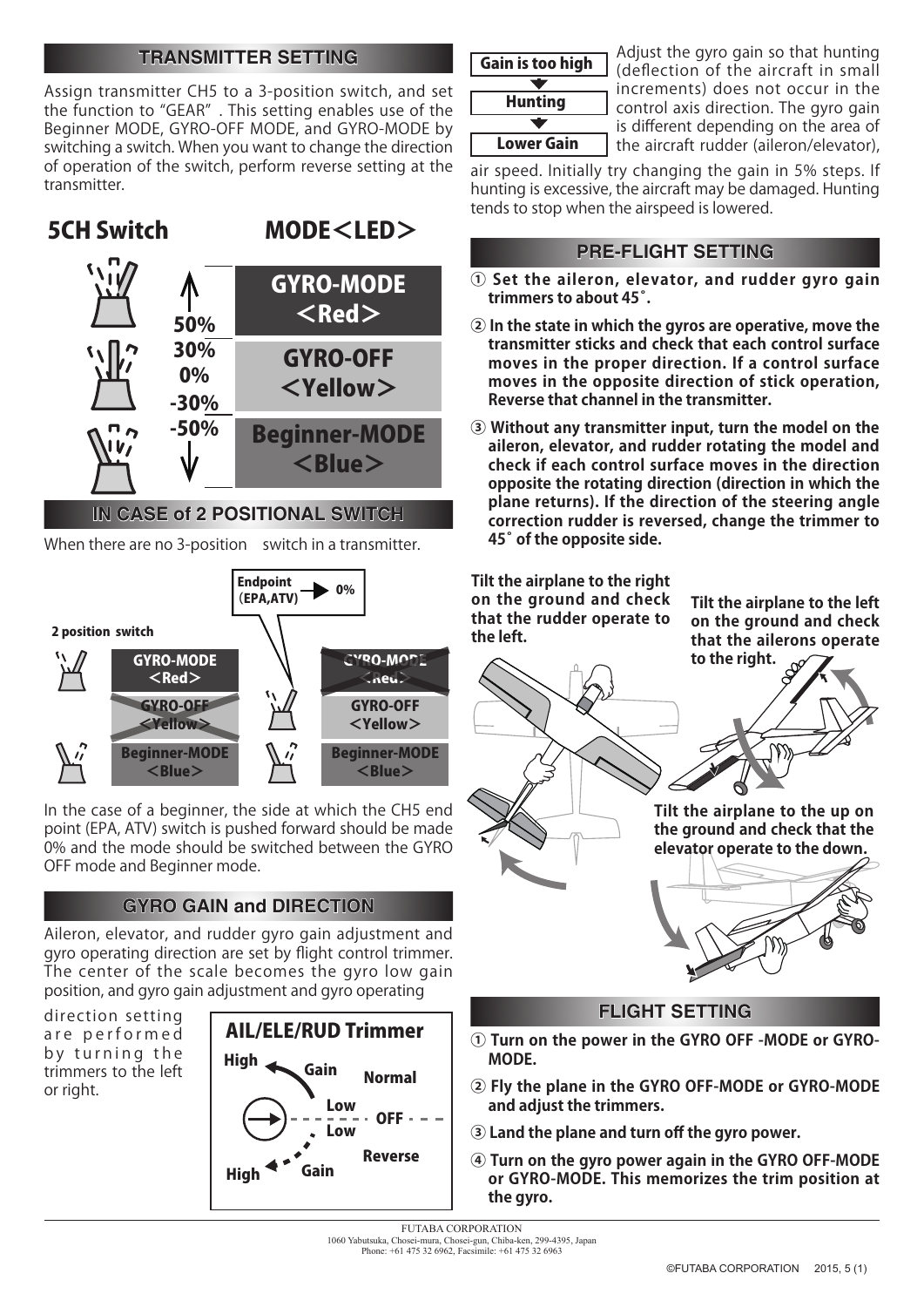## TRANSMITTER SETTING

Assign transmitter CH5 to a 3-position switch, and set the function to "GEAR" . This setting enables use of the Beginner MODE, GYRO-OFF MODE, and GYRO-MODE by switching a switch. When you want to change the direction of operation of the switch, perform reverse setting at the transmitter.

**5CH Switch** **MODE<LED>**

50%
30%
0%
-30%
-50%

GYRO-MODE <Red>
GYRO-OFF <Yellow>
Beginner-MODE <Blue>

## IN CASE of 2 POSITIONAL SWITCH

When there are no 3-position switch in a transmitter.

Endpoint (EPA,ATV) → 0%

2 position switch

GYRO-MODE <Red>
GYRO-OFF <Yellow>
Beginner-MODE <Blue>

GYRO-MODE <Red>
GYRO-OFF <Yellow>
Beginner-MODE <Blue>

In the case of a beginner, the side at which the CH5 end point (EPA, ATV) switch is pushed forward should be made 0% and the mode should be switched between the GYRO OFF mode and Beginner mode.

## GYRO GAIN and DIRECTION

Aileron, elevator, and rudder gyro gain adjustment and gyro operating direction are set by flight control trimmer. The center of the scale becomes the gyro low gain position, and gyro gain adjustment and gyro operating direction setting are performed by turning the trimmers to the left or right.

**AIL/ELE/RUD Trimmer**

High
Gain
Normal
Low
OFF
Low
Reverse
High
Gain

Gain is too high
Hunting
Lower Gain

Adjust the gyro gain so that hunting (deflection of the aircraft in small increments) does not occur in the control axis direction. The gyro gain is different depending on the area of the aircraft rudder (aileron/elevator), air speed. Initially try changing the gain in 5% steps. If hunting is excessive, the aircraft may be damaged. Hunting tends to stop when the airspeed is lowered.

## PRE-FLIGHT SETTING

① **Set the aileron, elevator, and rudder gyro gain trimmers to about 45˚.**

② **In the state in which the gyros are operative, move the transmitter sticks and check that each control surface moves in the proper direction. If a control surface moves in the opposite direction of stick operation, Reverse that channel in the transmitter.**

③ **Without any transmitter input, turn the model on the aileron, elevator, and rudder rotating the model and check if each control surface moves in the direction opposite the rotating direction (direction in which the plane returns). If the direction of the steering angle correction rudder is reversed, change the trimmer to 45˚ of the opposite side.**

**Tilt the airplane to the right on the ground and check that the rudder operate to the left.**

**Tilt the airplane to the left on the ground and check that the ailerons operate to the right.**

**Tilt the airplane to the up on the ground and check that the elevator operate to the down.**

## FLIGHT SETTING

① **Turn on the power in the GYRO OFF -MODE or GYRO-MODE.**

② **Fly the plane in the GYRO OFF-MODE or GYRO-MODE and adjust the trimmers.**

③ **Land the plane and turn off the gyro power.**

④ **Turn on the gyro power again in the GYRO OFF-MODE or GYRO-MODE. This memorizes the trim position at the gyro.**

FUTABA CORPORATION
1060 Yabutsuka, Chosei-mura, Chosei-gun, Chiba-ken, 299-4395, Japan
Phone: +61 475 32 6962, Facsimile: +61 475 32 6963

©FUTABA CORPORATION 2015, 5 (1)